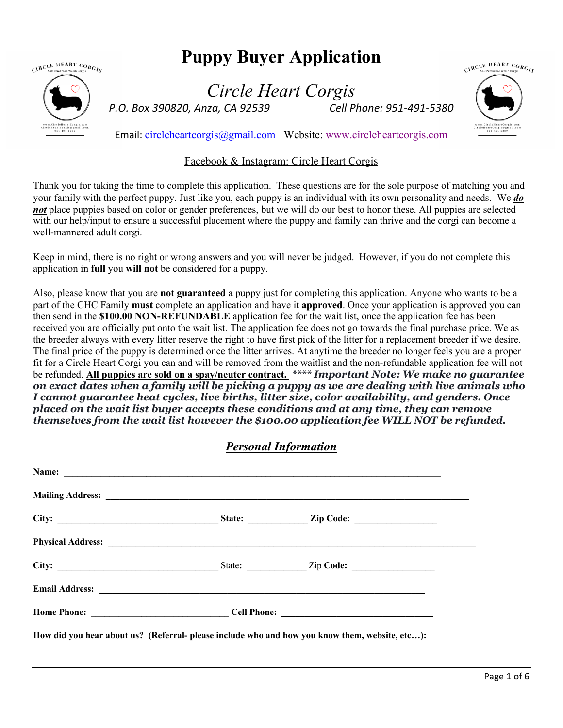# Puppy Buyer Application

## *Circle Heart Corgis*

*P.O. Box 390820, Anza, CA 92539* *Cell Phone: 951-491-5380*

Email: circleheartcorgis@gmail.com Website: www.circleheartcorgis.com

Facebook & Instagram: Circle Heart Corgis

Thank you for taking the time to complete this application. These questions are for the sole purpose of matching you and your family with the perfect puppy. Just like you, each puppy is an individual with its own personality and needs. We ***do not*** place puppies based on color or gender preferences, but we will do our best to honor these. All puppies are selected with our help/input to ensure a successful placement where the puppy and family can thrive and the corgi can become a well-mannered adult corgi.

Keep in mind, there is no right or wrong answers and you will never be judged. However, if you do not complete this application in **full** you **will not** be considered for a puppy.

Also, please know that you are **not guaranteed** a puppy just for completing this application. Anyone who wants to be a part of the CHC Family **must** complete an application and have it **approved**. Once your application is approved you can then send in the **$100.00 NON-REFUNDABLE** application fee for the wait list, once the application fee has been received you are officially put onto the wait list. The application fee does not go towards the final purchase price. We as the breeder always with every litter reserve the right to have first pick of the litter for a replacement breeder if we desire. The final price of the puppy is determined once the litter arrives. At anytime the breeder no longer feels you are a proper fit for a Circle Heart Corgi you can and will be removed from the waitlist and the non-refundable application fee will not be refunded. **All puppies are sold on a spay/neuter contract.** \*\*\*\* ***Important Note: We make no guarantee on exact dates when a family will be picking a puppy as we are dealing with live animals who I cannot guarantee heat cycles, live births, litter size, color availability, and genders. Once placed on the wait list buyer accepts these conditions and at any time, they can remove themselves from the wait list however the $100.00 application fee WILL NOT be refunded.***

## ***Personal Information***

**Name:** ______________________________________________

**Mailing Address:** ______________________________________________

**City:** ____________________ **State:** __________ **Zip Code:** ____________

**Physical Address:** ______________________________________________

**City:** ____________________ State: __________ Zip **Code:** ____________

**Email Address:** ______________________________________________

**Home Phone:** ____________________ **Cell Phone:** ____________________

**How did you hear about us? (Referral- please include who and how you know them, website, etc…):**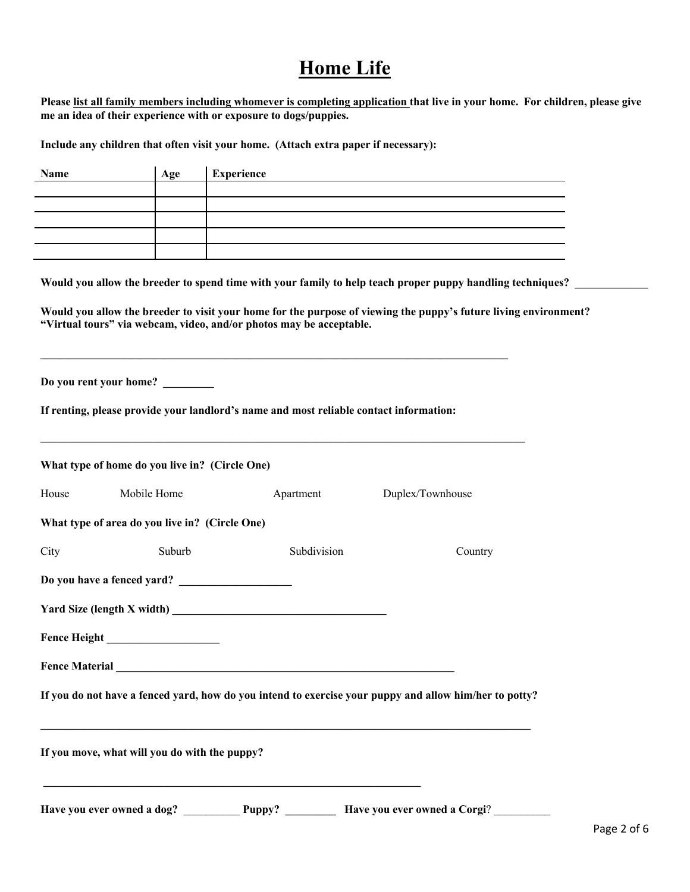# Home Life

**Please list all family members including whomever is completing application that live in your home. For children, please give me an idea of their experience with or exposure to dogs/puppies.**

**Include any children that often visit your home. (Attach extra paper if necessary):**

| Name | Age | Experience |
|---|---|---|
| | | |
| | | |
| | | |
| | | |
| | | |

**Would you allow the breeder to spend time with your family to help teach proper puppy handling techniques?** _____________

**Would you allow the breeder to visit your home for the purpose of viewing the puppy's future living environment? "Virtual tours" via webcam, video, and/or photos may be acceptable.**

_______________________________________________________________________________

**Do you rent your home?** _________

**If renting, please provide your landlord's name and most reliable contact information:**

_______________________________________________________________________________

**What type of home do you live in? (Circle One)**

House Mobile Home Apartment Duplex/Townhouse

**What type of area do you live in? (Circle One)**

City Suburb Subdivision Country

**Do you have a fenced yard?** ___________________

**Yard Size (length X width)** _____________________________________

**Fence Height** ___________________

**Fence Material** ___________________________________________________________

**If you do not have a fenced yard, how do you intend to exercise your puppy and allow him/her to potty?**

_______________________________________________________________________________

**If you move, what will you do with the puppy?**

_________________________________________________________________

**Have you ever owned a dog?** __________ **Puppy?** _________ **Have you ever owned a Corgi**? __________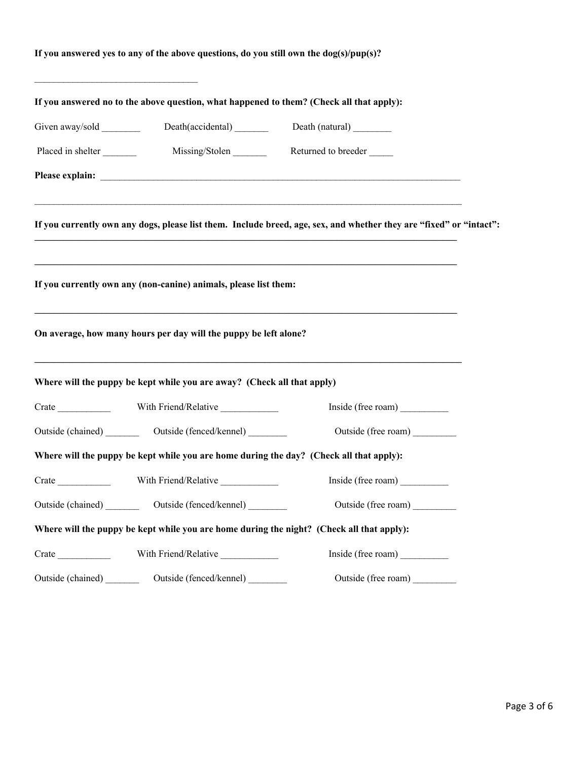**If you answered yes to any of the above questions, do you still own the dog(s)/pup(s)?**

__________________________________

**If you answered no to the above question, what happened to them? (Check all that apply):**

Given away/sold ________ Death(accidental) _______ Death (natural) ________

Placed in shelter _______ Missing/Stolen _______ Returned to breeder _____

**Please explain:** ___________________________________________________________________________

_____________________________________________________________________________________________

**If you currently own any dogs, please list them. Include breed, age, sex, and whether they are "fixed" or "intact":**

_____________________________________________________________________________________________

_____________________________________________________________________________________________

**If you currently own any (non-canine) animals, please list them:**

_____________________________________________________________________________________________

**On average, how many hours per day will the puppy be left alone?**

_____________________________________________________________________________________________

**Where will the puppy be kept while you are away? (Check all that apply)**

Crate ___________ With Friend/Relative ____________ Inside (free roam) __________

Outside (chained) _______ Outside (fenced/kennel) ________ Outside (free roam) _________

**Where will the puppy be kept while you are home during the day? (Check all that apply):**

Crate ___________ With Friend/Relative ____________ Inside (free roam) __________

Outside (chained) _______ Outside (fenced/kennel) ________ Outside (free roam) _________

**Where will the puppy be kept while you are home during the night? (Check all that apply):**

Crate ___________ With Friend/Relative ____________ Inside (free roam) __________

Outside (chained) _______ Outside (fenced/kennel) ________ Outside (free roam) _________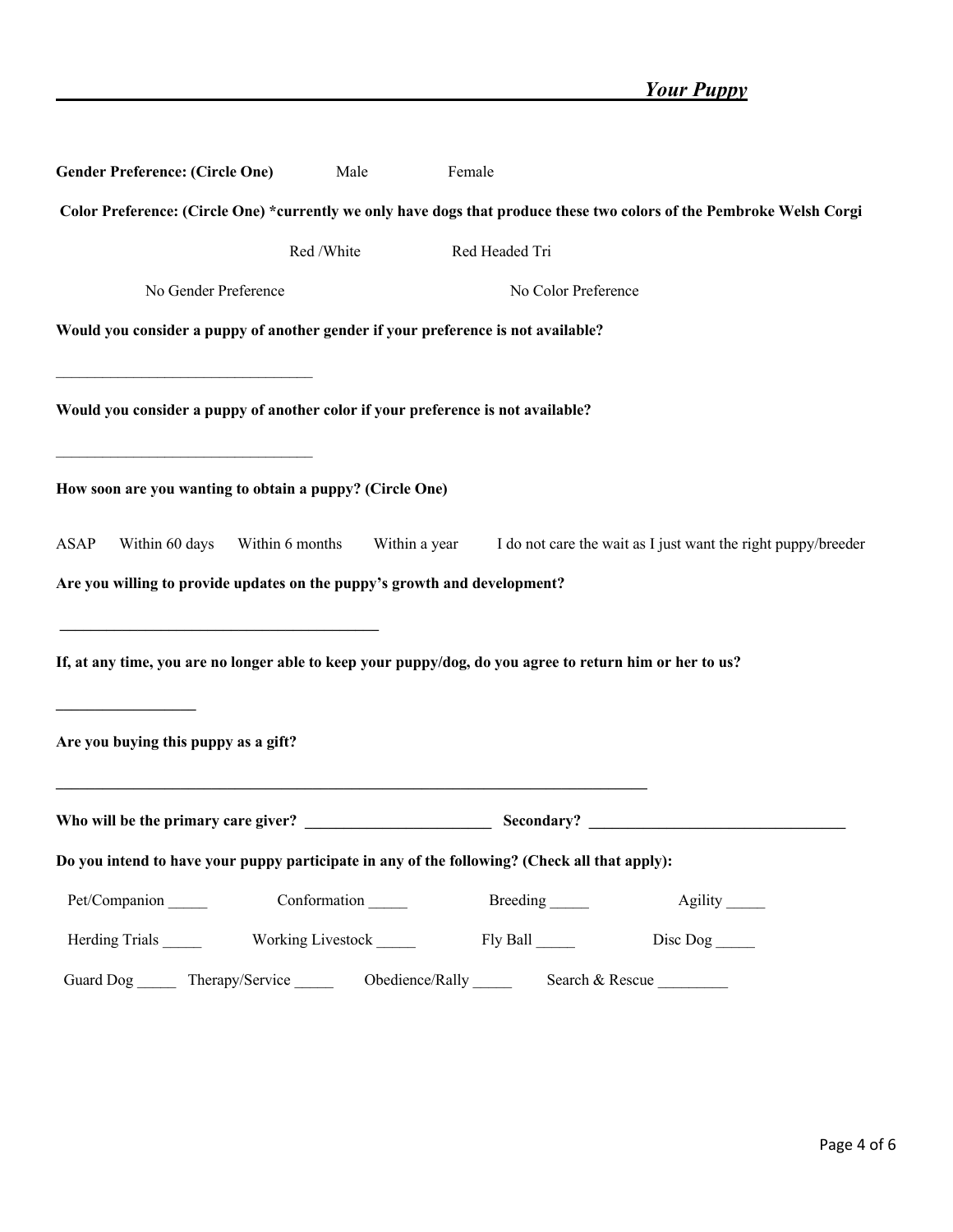## *Your Puppy*

**Gender Preference: (Circle One)** Male Female

**Color Preference: (Circle One) *currently we only have dogs that produce these two colors of the Pembroke Welsh Corgi**

Red /White Red Headed Tri

No Gender Preference No Color Preference

**Would you consider a puppy of another gender if your preference is not available?**

________________________________

**Would you consider a puppy of another color if your preference is not available?**

________________________________

**How soon are you wanting to obtain a puppy? (Circle One)**

ASAP Within 60 days Within 6 months Within a year I do not care the wait as I just want the right puppy/breeder

**Are you willing to provide updates on the puppy's growth and development?**

________________________________________

**If, at any time, you are no longer able to keep your puppy/dog, do you agree to return him or her to us?**

_________________

**Are you buying this puppy as a gift?**

__________________________________________________________________________

**Who will be the primary care giver?** ________________________ **Secondary?** ________________________________

**Do you intend to have your puppy participate in any of the following? (Check all that apply):**

Pet/Companion _____ Conformation _____ Breeding _____ Agility _____

Herding Trials _____ Working Livestock _____ Fly Ball _____ Disc Dog _____

Guard Dog _____ Therapy/Service _____ Obedience/Rally _____ Search & Rescue _________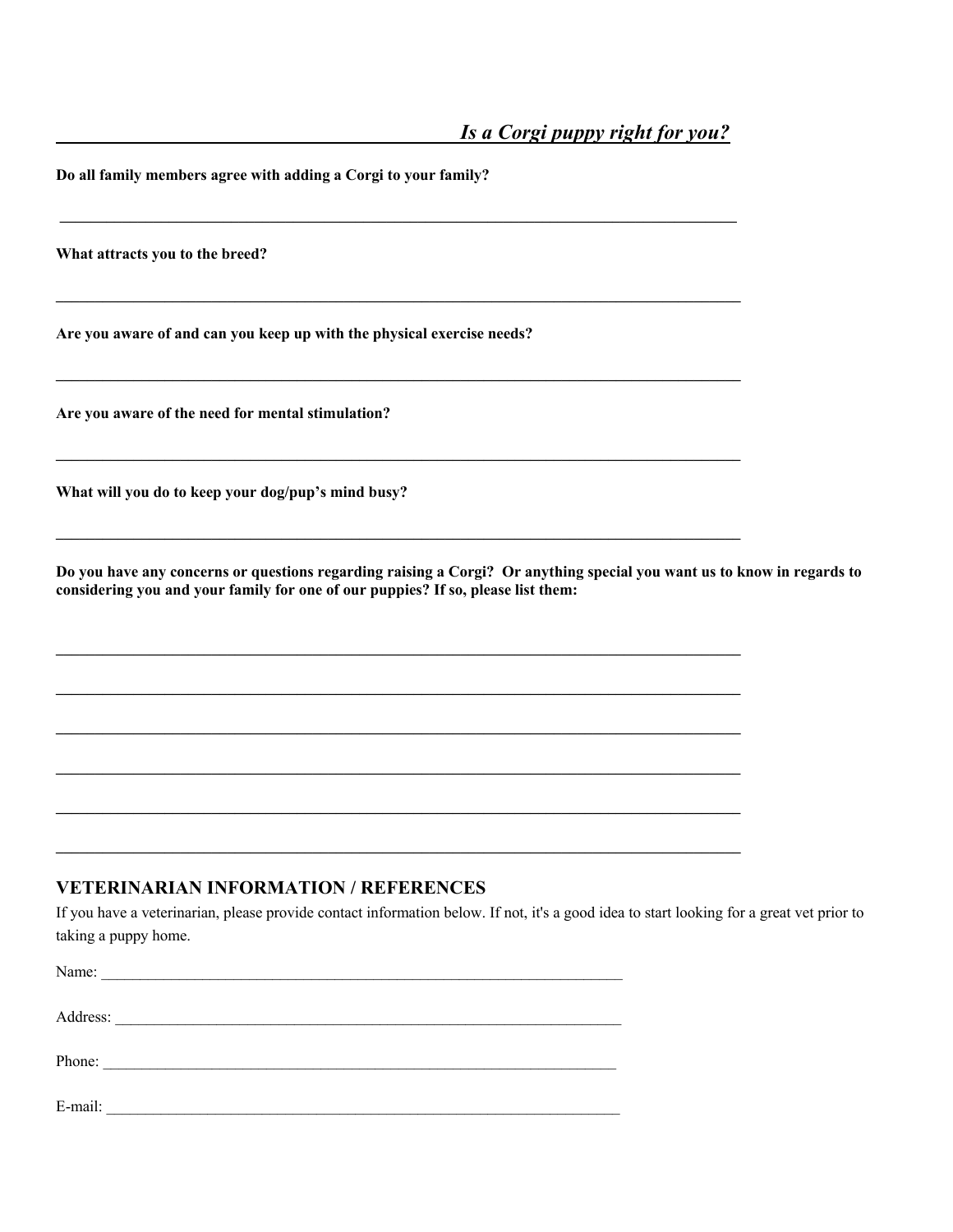## *Is a Corgi puppy right for you?*

**Do all family members agree with adding a Corgi to your family?**

______________________________________________________________________

**What attracts you to the breed?**

______________________________________________________________________

**Are you aware of and can you keep up with the physical exercise needs?**

______________________________________________________________________

**Are you aware of the need for mental stimulation?**

______________________________________________________________________

**What will you do to keep your dog/pup's mind busy?**

______________________________________________________________________

**Do you have any concerns or questions regarding raising a Corgi? Or anything special you want us to know in regards to considering you and your family for one of our puppies? If so, please list them:**

______________________________________________________________________

______________________________________________________________________

______________________________________________________________________

______________________________________________________________________

______________________________________________________________________

______________________________________________________________________

## VETERINARIAN INFORMATION / REFERENCES

If you have a veterinarian, please provide contact information below. If not, it's a good idea to start looking for a great vet prior to taking a puppy home.

Name: ____________________________________________________________

Address: __________________________________________________________

Phone: ___________________________________________________________

E-mail: ___________________________________________________________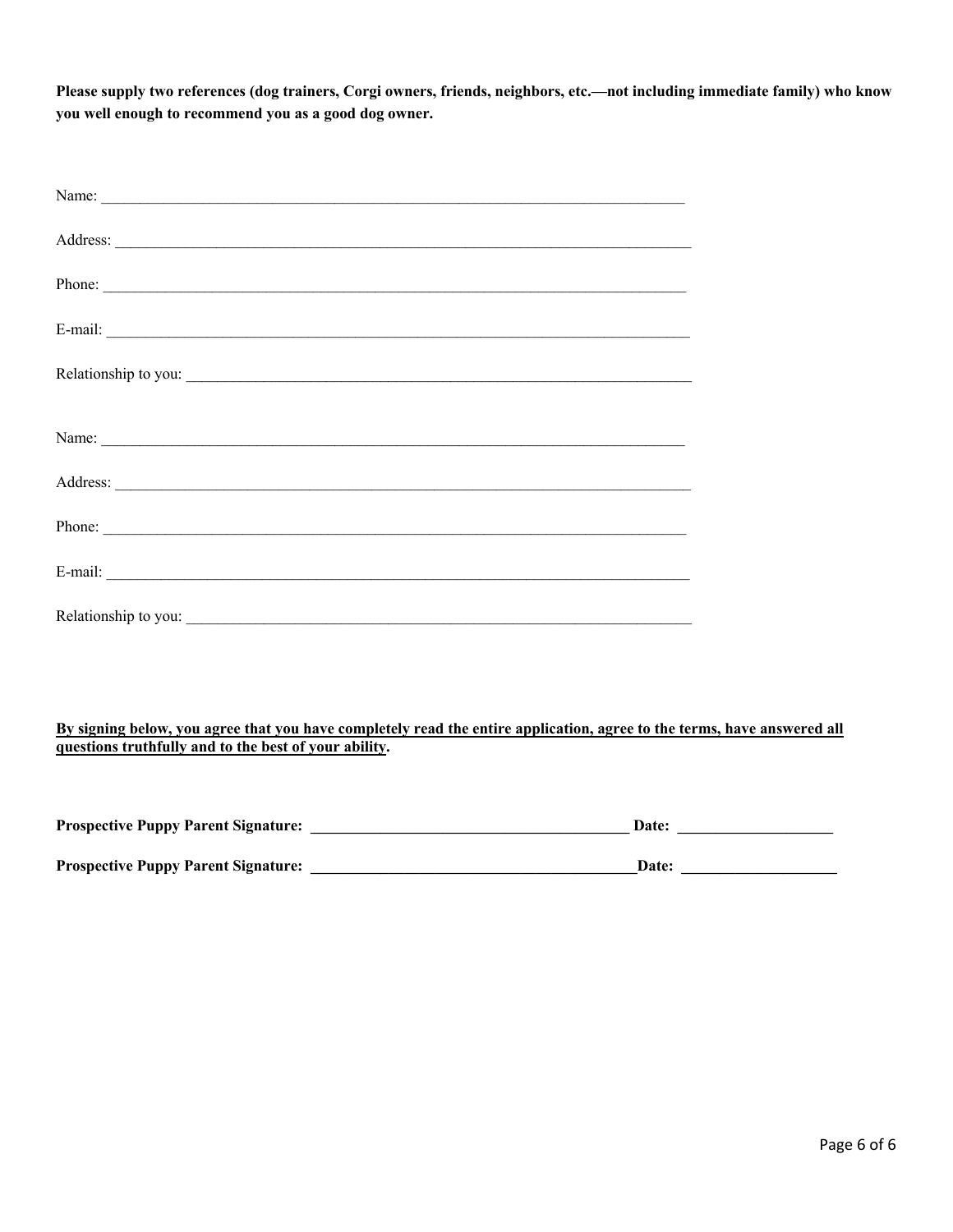**Please supply two references (dog trainers, Corgi owners, friends, neighbors, etc.—not including immediate family) who know you well enough to recommend you as a good dog owner.**

Name: ___________________________________________________________________________

Address: _________________________________________________________________________

Phone: ___________________________________________________________________________

E-mail: __________________________________________________________________________

Relationship to you: _______________________________________________________________

Name: ___________________________________________________________________________

Address: _________________________________________________________________________

Phone: ___________________________________________________________________________

E-mail: __________________________________________________________________________

Relationship to you: _______________________________________________________________

**<u>By signing below, you agree that you have completely read the entire application, agree to the terms, have answered all questions truthfully and to the best of your ability</u>.**

**Prospective Puppy Parent Signature: ________________________________________ Date: ___________________**

**Prospective Puppy Parent Signature: ________________________________________ Date: ___________________**